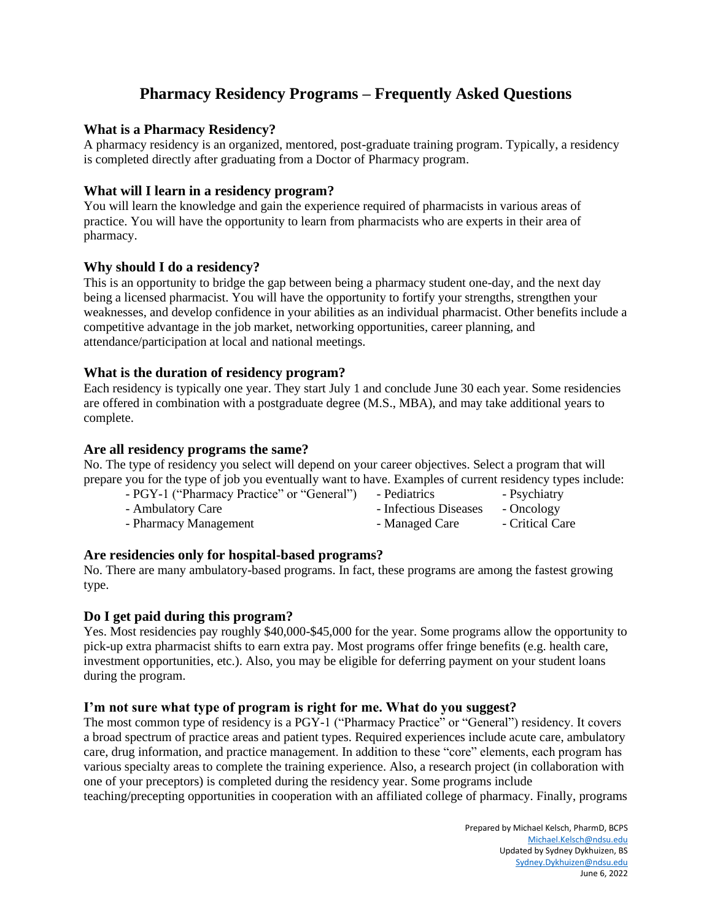# Pharmacy Residency Programs – Frequently Asked Questions

### What is a Pharmacy Residency?

A pharmacy residency is an organized, mentored, post-graduate training program. Typically, a residency is completed directly after graduating from a Doctor of Pharmacy program.

### What will I learn in a residency program?

You will learn the knowledge and gain the experience required of pharmacists in various areas of practice. You will have the opportunity to learn from pharmacists who are experts in their area of pharmacy.

### Why should I do a residency?

This is an opportunity to bridge the gap between being a pharmacy student one-day, and the next day being a licensed pharmacist. You will have the opportunity to fortify your strengths, strengthen your weaknesses, and develop confidence in your abilities as an individual pharmacist. Other benefits include a competitive advantage in the job market, networking opportunities, career planning, and attendance/participation at local and national meetings.

### What is the duration of residency program?

Each residency is typically one year. They start July 1 and conclude June 30 each year. Some residencies are offered in combination with a postgraduate degree (M.S., MBA), and may take additional years to complete.

### Are all residency programs the same?

No. The type of residency you select will depend on your career objectives. Select a program that will prepare you for the type of job you eventually want to have. Examples of current residency types include:

- PGY-1 ("Pharmacy Practice" or "General")
- Ambulatory Care
- Pharmacy Management
- Pediatrics
- Infectious Diseases
- Managed Care
- Psychiatry
- Oncology
- Critical Care

### Are residencies only for hospital-based programs?

No. There are many ambulatory-based programs. In fact, these programs are among the fastest growing type.

### Do I get paid during this program?

Yes. Most residencies pay roughly $40,000-$45,000 for the year. Some programs allow the opportunity to pick-up extra pharmacist shifts to earn extra pay. Most programs offer fringe benefits (e.g. health care, investment opportunities, etc.). Also, you may be eligible for deferring payment on your student loans during the program.

### I'm not sure what type of program is right for me. What do you suggest?

The most common type of residency is a PGY-1 ("Pharmacy Practice" or "General") residency. It covers a broad spectrum of practice areas and patient types. Required experiences include acute care, ambulatory care, drug information, and practice management. In addition to these "core" elements, each program has various specialty areas to complete the training experience. Also, a research project (in collaboration with one of your preceptors) is completed during the residency year. Some programs include teaching/precepting opportunities in cooperation with an affiliated college of pharmacy. Finally, programs

Prepared by Michael Kelsch, PharmD, BCPS
Michael.Kelsch@ndsu.edu
Updated by Sydney Dykhuizen, BS
Sydney.Dykhuizen@ndsu.edu
June 6, 2022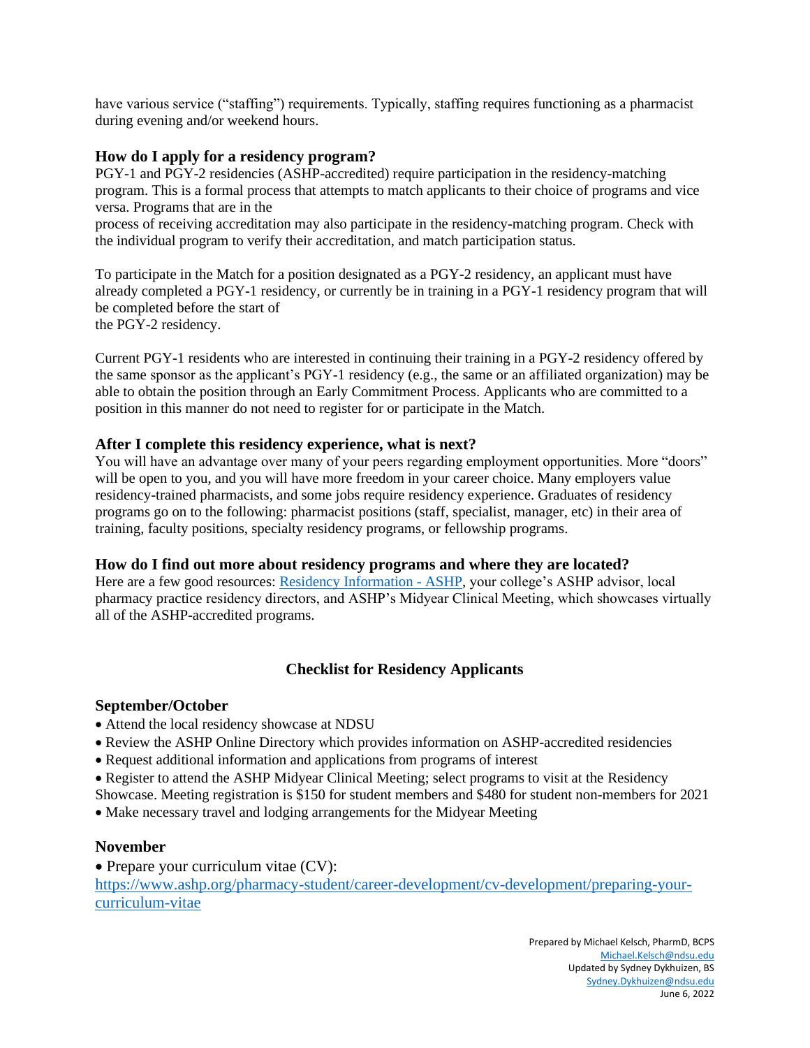have various service (“staffing”) requirements. Typically, staffing requires functioning as a pharmacist during evening and/or weekend hours.

### How do I apply for a residency program?

PGY-1 and PGY-2 residencies (ASHP-accredited) require participation in the residency-matching program. This is a formal process that attempts to match applicants to their choice of programs and vice versa. Programs that are in the process of receiving accreditation may also participate in the residency-matching program. Check with the individual program to verify their accreditation, and match participation status.

To participate in the Match for a position designated as a PGY-2 residency, an applicant must have already completed a PGY-1 residency, or currently be in training in a PGY-1 residency program that will be completed before the start of the PGY-2 residency.

Current PGY-1 residents who are interested in continuing their training in a PGY-2 residency offered by the same sponsor as the applicant’s PGY-1 residency (e.g., the same or an affiliated organization) may be able to obtain the position through an Early Commitment Process. Applicants who are committed to a position in this manner do not need to register for or participate in the Match.

### After I complete this residency experience, what is next?

You will have an advantage over many of your peers regarding employment opportunities. More “doors” will be open to you, and you will have more freedom in your career choice. Many employers value residency-trained pharmacists, and some jobs require residency experience. Graduates of residency programs go on to the following: pharmacist positions (staff, specialist, manager, etc) in their area of training, faculty positions, specialty residency programs, or fellowship programs.

### How do I find out more about residency programs and where they are located?

Here are a few good resources: Residency Information - ASHP, your college’s ASHP advisor, local pharmacy practice residency directors, and ASHP’s Midyear Clinical Meeting, which showcases virtually all of the ASHP-accredited programs.

## Checklist for Residency Applicants

### September/October

- Attend the local residency showcase at NDSU
- Review the ASHP Online Directory which provides information on ASHP-accredited residencies
- Request additional information and applications from programs of interest
- Register to attend the ASHP Midyear Clinical Meeting; select programs to visit at the Residency Showcase. Meeting registration is $150 for student members and $480 for student non-members for 2021
- Make necessary travel and lodging arrangements for the Midyear Meeting

### November

- Prepare your curriculum vitae (CV): https://www.ashp.org/pharmacy-student/career-development/cv-development/preparing-your-curriculum-vitae

Prepared by Michael Kelsch, PharmD, BCPS
Michael.Kelsch@ndsu.edu
Updated by Sydney Dykhuizen, BS
Sydney.Dykhuizen@ndsu.edu
June 6, 2022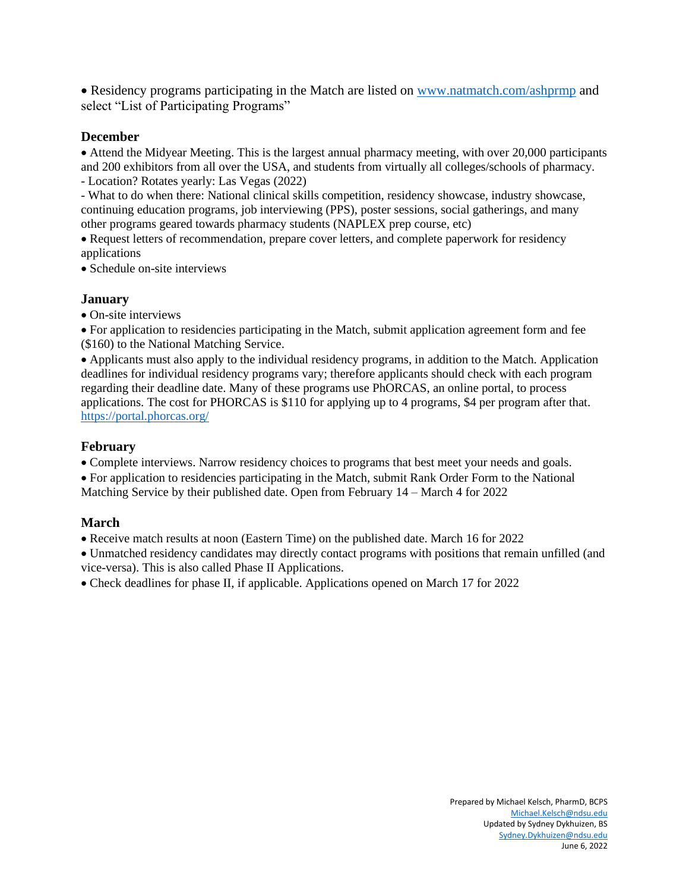- Residency programs participating in the Match are listed on [www.natmatch.com/ashprmp](http://www.natmatch.com/ashprmp) and select "List of Participating Programs"

## December

- Attend the Midyear Meeting. This is the largest annual pharmacy meeting, with over 20,000 participants and 200 exhibitors from all over the USA, and students from virtually all colleges/schools of pharmacy.

  - Location? Rotates yearly: Las Vegas (2022)
  - What to do when there: National clinical skills competition, residency showcase, industry showcase, continuing education programs, job interviewing (PPS), poster sessions, social gatherings, and many other programs geared towards pharmacy students (NAPLEX prep course, etc)

- Request letters of recommendation, prepare cover letters, and complete paperwork for residency applications
- Schedule on-site interviews

## January

- On-site interviews
- For application to residencies participating in the Match, submit application agreement form and fee ($160) to the National Matching Service.
- Applicants must also apply to the individual residency programs, in addition to the Match. Application deadlines for individual residency programs vary; therefore applicants should check with each program regarding their deadline date. Many of these programs use PhORCAS, an online portal, to process applications. The cost for PHORCAS is $110 for applying up to 4 programs, $4 per program after that. [https://portal.phorcas.org/](https://portal.phorcas.org/)

## February

- Complete interviews. Narrow residency choices to programs that best meet your needs and goals.
- For application to residencies participating in the Match, submit Rank Order Form to the National Matching Service by their published date. Open from February 14 – March 4 for 2022

## March

- Receive match results at noon (Eastern Time) on the published date. March 16 for 2022
- Unmatched residency candidates may directly contact programs with positions that remain unfilled (and vice-versa). This is also called Phase II Applications.
- Check deadlines for phase II, if applicable. Applications opened on March 17 for 2022

Prepared by Michael Kelsch, PharmD, BCPS
Michael.Kelsch@ndsu.edu
Updated by Sydney Dykhuizen, BS
Sydney.Dykhuizen@ndsu.edu
June 6, 2022